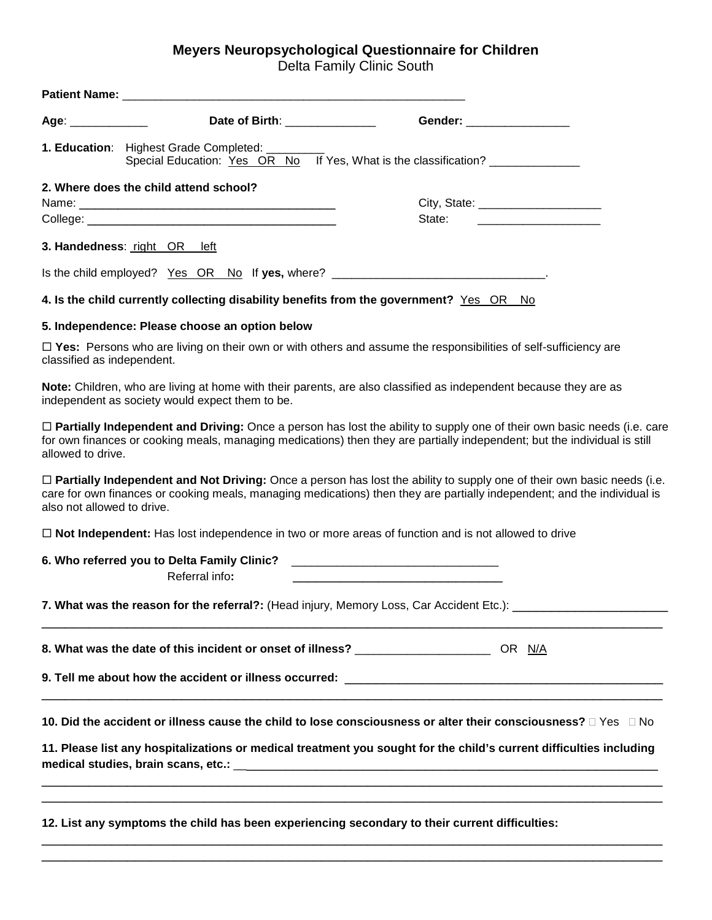# Meyers Neuropsychological Questionnaire for Children

Delta Family Clinic South

**Patient Name:** ____________________________________________________

**Age**: ____________ **Date of Birth**: ______________ **Gender:** ________________

**1. Education**: Highest Grade Completed: _________
Special Education: Yes OR No If Yes, What is the classification? ______________

**2. Where does the child attend school?**

Name: ________________________________________ City, State: ___________________

College: ______________________________________ State: ___________________

**3. Handedness**: right OR left

Is the child employed? Yes OR No If **yes,** where? _________________________________.

**4. Is the child currently collecting disability benefits from the government?** Yes OR No

**5. Independence: Please choose an option below**

☐ **Yes:** Persons who are living on their own or with others and assume the responsibilities of self-sufficiency are classified as independent.

**Note:** Children, who are living at home with their parents, are also classified as independent because they are as independent as society would expect them to be.

☐ **Partially Independent and Driving:** Once a person has lost the ability to supply one of their own basic needs (i.e. care for own finances or cooking meals, managing medications) then they are partially independent; but the individual is still allowed to drive.

☐ **Partially Independent and Not Driving:** Once a person has lost the ability to supply one of their own basic needs (i.e. care for own finances or cooking meals, managing medications) then they are partially independent; and the individual is also not allowed to drive.

☐ **Not Independent:** Has lost independence in two or more areas of function and is not allowed to drive

**6. Who referred you to Delta Family Clinic?** ________________________________

Referral info**:** ________________________________

**7. What was the reason for the referral?:** (Head injury, Memory Loss, Car Accident Etc.): ________________________
_____________________________________________________________________________________________

**8. What was the date of this incident or onset of illness?** _____________________ OR N/A

**9. Tell me about how the accident or illness occurred:** ___________________________________________________
_____________________________________________________________________________________________

**10. Did the accident or illness cause the child to lose consciousness or alter their consciousness?** ☐ Yes ☐ No

**11. Please list any hospitalizations or medical treatment you sought for the child's current difficulties including medical studies, brain scans, etc.:** ____________________________________________________________________
_____________________________________________________________________________________________
_____________________________________________________________________________________________

**12. List any symptoms the child has been experiencing secondary to their current difficulties:**
_____________________________________________________________________________________________
_____________________________________________________________________________________________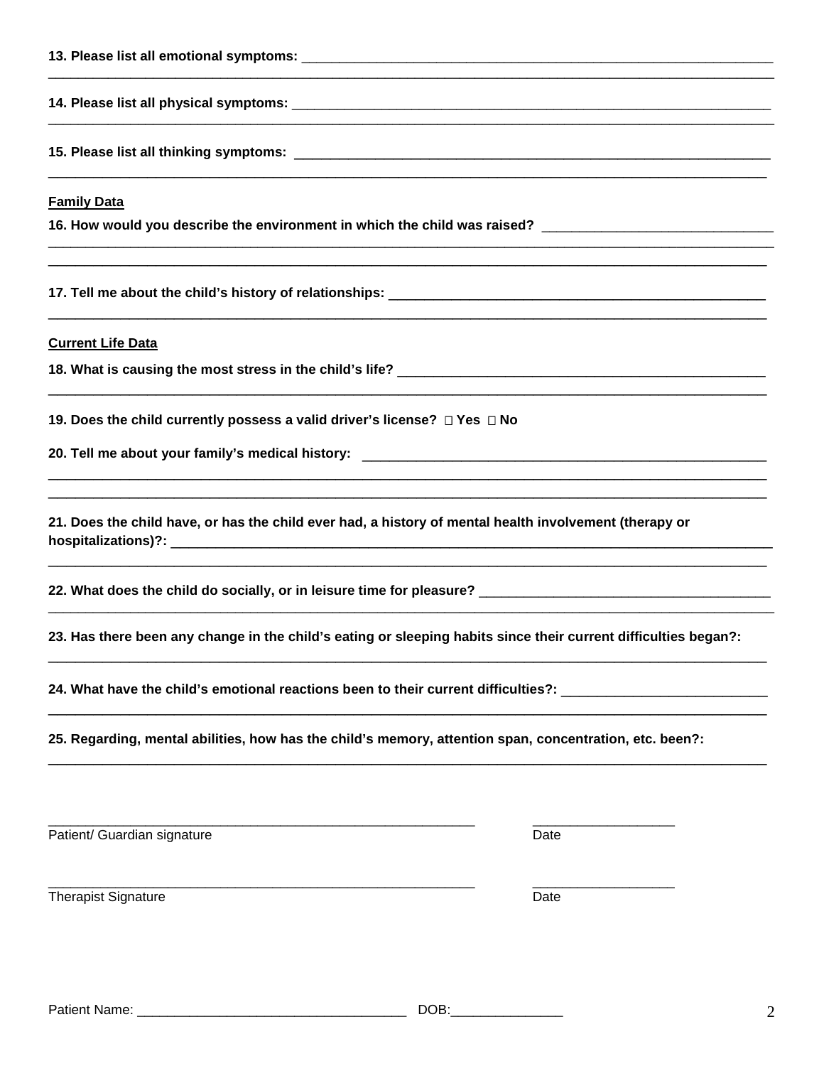**13. Please list all emotional symptoms:** ________________________________________________________________

________________________________________________________________________________________________

**14. Please list all physical symptoms:** ________________________________________________________________

________________________________________________________________________________________________

**15. Please list all thinking symptoms:** ________________________________________________________________

________________________________________________________________________________________________

**Family Data**

**16. How would you describe the environment in which the child was raised?** ______________________________

________________________________________________________________________________________________

________________________________________________________________________________________________

**17. Tell me about the child's history of relationships:** __________________________________________________

________________________________________________________________________________________________

**Current Life Data**

**18. What is causing the most stress in the child's life?** _________________________________________________

________________________________________________________________________________________________

**19. Does the child currently possess a valid driver's license?** ☐ **Yes** ☐ **No**

**20. Tell me about your family's medical history:** ______________________________________________________

________________________________________________________________________________________________

________________________________________________________________________________________________

**21. Does the child have, or has the child ever had, a history of mental health involvement (therapy or hospitalizations)?:** ________________________________________________________________________

________________________________________________________________________________________________

**22. What does the child do socially, or in leisure time for pleasure?** ______________________________________

________________________________________________________________________________________________

**23. Has there been any change in the child's eating or sleeping habits since their current difficulties began?:**

________________________________________________________________________________________________

**24. What have the child's emotional reactions been to their current difficulties?:** ___________________________

________________________________________________________________________________________________

**25. Regarding, mental abilities, how has the child's memory, attention span, concentration, etc. been?:**

________________________________________________________________________________________________

___________________________________________________________ ___________________

Patient/ Guardian signature Date

___________________________________________________________ ___________________

Therapist Signature Date

Patient Name: ____________________________________ DOB:_______________